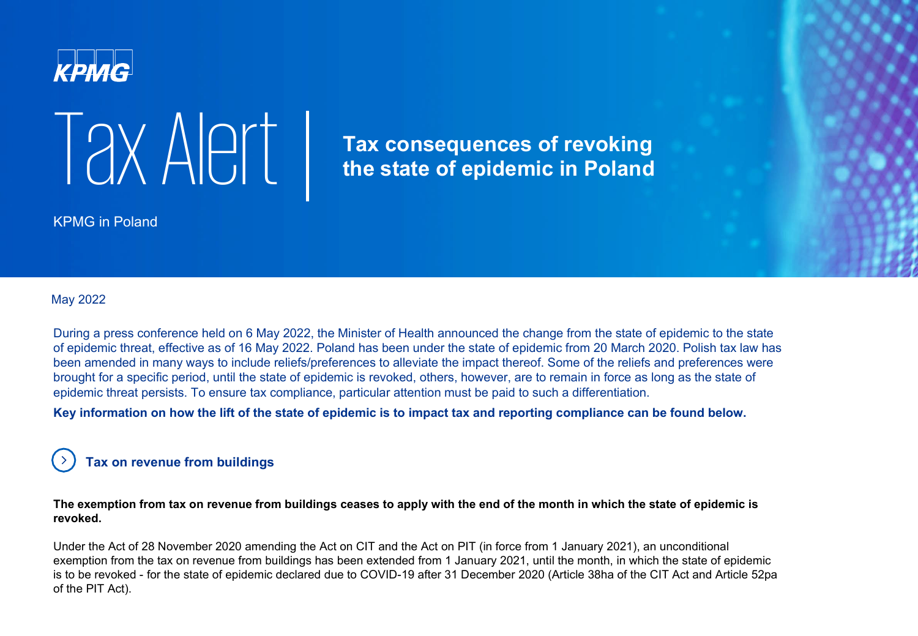KPMG

# Tax Alert | Tax consequences of revoking the state of epidemic in Poland

KPMG in Poland

May 2022

During a press conference held on 6 May 2022, the Minister of Health announced the change from the state of epidemic to the state of epidemic threat, effective as of 16 May 2022. Poland has been under the state of epidemic from 20 March 2020. Polish tax law has been amended in many ways to include reliefs/preferences to alleviate the impact thereof. Some of the reliefs and preferences were brought for a specific period, until the state of epidemic is revoked, others, however, are to remain in force as long as the state of epidemic threat persists. To ensure tax compliance, particular attention must be paid to such a differentiation.

**Key information on how the lift of the state of epidemic is to impact tax and reporting compliance can be found below.**

## Tax on revenue from buildings

**The exemption from tax on revenue from buildings ceases to apply with the end of the month in which the state of epidemic is revoked.**

Under the Act of 28 November 2020 amending the Act on CIT and the Act on PIT (in force from 1 January 2021), an unconditional exemption from the tax on revenue from buildings has been extended from 1 January 2021, until the month, in which the state of epidemic is to be revoked - for the state of epidemic declared due to COVID-19 after 31 December 2020 (Article 38ha of the CIT Act and Article 52pa of the PIT Act).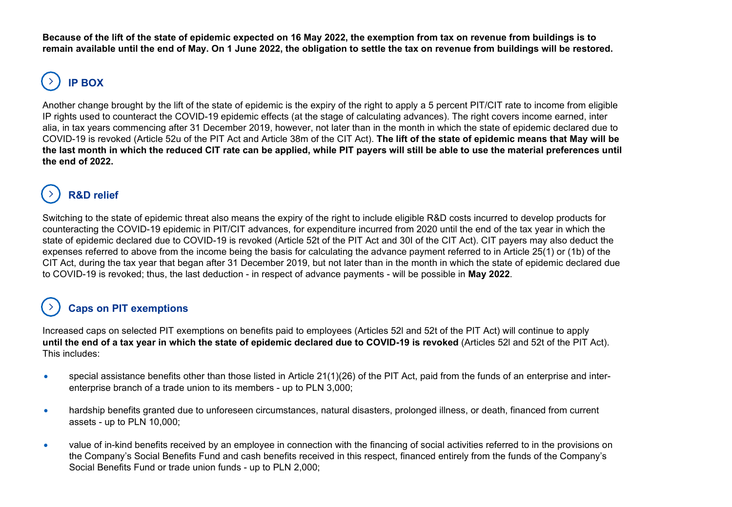**Because of the lift of the state of epidemic expected on 16 May 2022, the exemption from tax on revenue from buildings is to remain available until the end of May. On 1 June 2022, the obligation to settle the tax on revenue from buildings will be restored.**

## IP BOX

Another change brought by the lift of the state of epidemic is the expiry of the right to apply a 5 percent PIT/CIT rate to income from eligible IP rights used to counteract the COVID-19 epidemic effects (at the stage of calculating advances). The right covers income earned, inter alia, in tax years commencing after 31 December 2019, however, not later than in the month in which the state of epidemic declared due to COVID-19 is revoked (Article 52u of the PIT Act and Article 38m of the CIT Act). **The lift of the state of epidemic means that May will be the last month in which the reduced CIT rate can be applied, while PIT payers will still be able to use the material preferences until the end of 2022.**

## R&D relief

Switching to the state of epidemic threat also means the expiry of the right to include eligible R&D costs incurred to develop products for counteracting the COVID-19 epidemic in PIT/CIT advances, for expenditure incurred from 2020 until the end of the tax year in which the state of epidemic declared due to COVID-19 is revoked (Article 52t of the PIT Act and 30l of the CIT Act). CIT payers may also deduct the expenses referred to above from the income being the basis for calculating the advance payment referred to in Article 25(1) or (1b) of the CIT Act, during the tax year that began after 31 December 2019, but not later than in the month in which the state of epidemic declared due to COVID-19 is revoked; thus, the last deduction - in respect of advance payments - will be possible in **May 2022**.

## Caps on PIT exemptions

Increased caps on selected PIT exemptions on benefits paid to employees (Articles 52l and 52t of the PIT Act) will continue to apply **until the end of a tax year in which the state of epidemic declared due to COVID-19 is revoked** (Articles 52l and 52t of the PIT Act). This includes:

- special assistance benefits other than those listed in Article 21(1)(26) of the PIT Act, paid from the funds of an enterprise and inter-enterprise branch of a trade union to its members - up to PLN 3,000;
- hardship benefits granted due to unforeseen circumstances, natural disasters, prolonged illness, or death, financed from current assets - up to PLN 10,000;
- value of in-kind benefits received by an employee in connection with the financing of social activities referred to in the provisions on the Company's Social Benefits Fund and cash benefits received in this respect, financed entirely from the funds of the Company's Social Benefits Fund or trade union funds - up to PLN 2,000;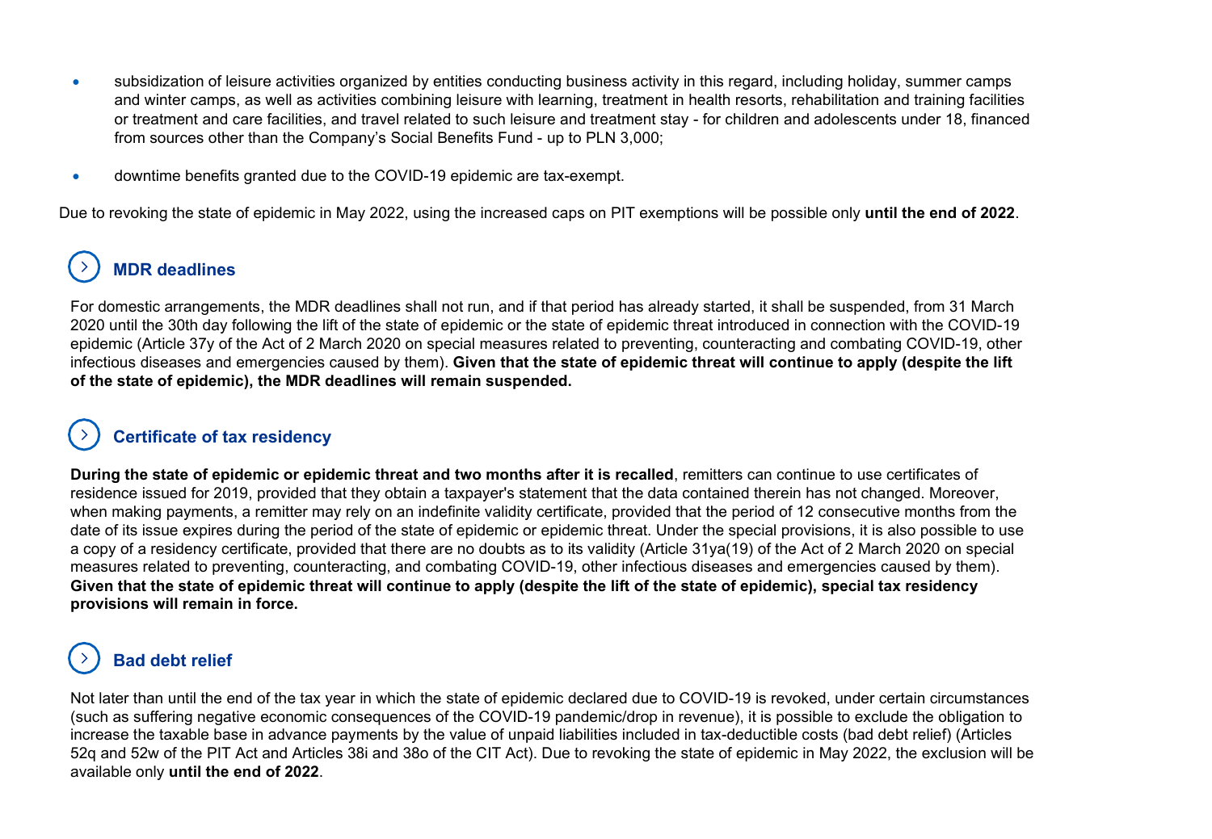- subsidization of leisure activities organized by entities conducting business activity in this regard, including holiday, summer camps and winter camps, as well as activities combining leisure with learning, treatment in health resorts, rehabilitation and training facilities or treatment and care facilities, and travel related to such leisure and treatment stay - for children and adolescents under 18, financed from sources other than the Company's Social Benefits Fund - up to PLN 3,000;
- downtime benefits granted due to the COVID-19 epidemic are tax-exempt.

Due to revoking the state of epidemic in May 2022, using the increased caps on PIT exemptions will be possible only **until the end of 2022**.

## MDR deadlines

For domestic arrangements, the MDR deadlines shall not run, and if that period has already started, it shall be suspended, from 31 March 2020 until the 30th day following the lift of the state of epidemic or the state of epidemic threat introduced in connection with the COVID-19 epidemic (Article 37y of the Act of 2 March 2020 on special measures related to preventing, counteracting and combating COVID-19, other infectious diseases and emergencies caused by them). **Given that the state of epidemic threat will continue to apply (despite the lift of the state of epidemic), the MDR deadlines will remain suspended.**

## Certificate of tax residency

**During the state of epidemic or epidemic threat and two months after it is recalled**, remitters can continue to use certificates of residence issued for 2019, provided that they obtain a taxpayer's statement that the data contained therein has not changed. Moreover, when making payments, a remitter may rely on an indefinite validity certificate, provided that the period of 12 consecutive months from the date of its issue expires during the period of the state of epidemic or epidemic threat. Under the special provisions, it is also possible to use a copy of a residency certificate, provided that there are no doubts as to its validity (Article 31ya(19) of the Act of 2 March 2020 on special measures related to preventing, counteracting, and combating COVID-19, other infectious diseases and emergencies caused by them). **Given that the state of epidemic threat will continue to apply (despite the lift of the state of epidemic), special tax residency provisions will remain in force.**

## Bad debt relief

Not later than until the end of the tax year in which the state of epidemic declared due to COVID-19 is revoked, under certain circumstances (such as suffering negative economic consequences of the COVID-19 pandemic/drop in revenue), it is possible to exclude the obligation to increase the taxable base in advance payments by the value of unpaid liabilities included in tax-deductible costs (bad debt relief) (Articles 52q and 52w of the PIT Act and Articles 38i and 38o of the CIT Act). Due to revoking the state of epidemic in May 2022, the exclusion will be available only **until the end of 2022**.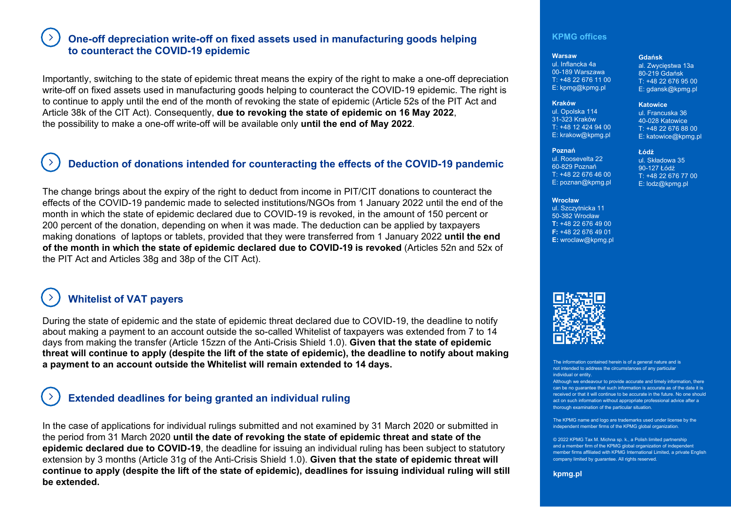## One-off depreciation write-off on fixed assets used in manufacturing goods helping to counteract the COVID-19 epidemic

Importantly, switching to the state of epidemic threat means the expiry of the right to make a one-off depreciation write-off on fixed assets used in manufacturing goods helping to counteract the COVID-19 epidemic. The right is to continue to apply until the end of the month of revoking the state of epidemic (Article 52s of the PIT Act and Article 38k of the CIT Act). Consequently, **due to revoking the state of epidemic on 16 May 2022**, the possibility to make a one-off write-off will be available only **until the end of May 2022**.

## Deduction of donations intended for counteracting the effects of the COVID-19 pandemic

The change brings about the expiry of the right to deduct from income in PIT/CIT donations to counteract the effects of the COVID-19 pandemic made to selected institutions/NGOs from 1 January 2022 until the end of the month in which the state of epidemic declared due to COVID-19 is revoked, in the amount of 150 percent or 200 percent of the donation, depending on when it was made. The deduction can be applied by taxpayers making donations of laptops or tablets, provided that they were transferred from 1 January 2022 **until the end of the month in which the state of epidemic declared due to COVID-19 is revoked** (Articles 52n and 52x of the PIT Act and Articles 38g and 38p of the CIT Act).

## Whitelist of VAT payers

During the state of epidemic and the state of epidemic threat declared due to COVID-19, the deadline to notify about making a payment to an account outside the so-called Whitelist of taxpayers was extended from 7 to 14 days from making the transfer (Article 15zzn of the Anti-Crisis Shield 1.0). **Given that the state of epidemic threat will continue to apply (despite the lift of the state of epidemic), the deadline to notify about making a payment to an account outside the Whitelist will remain extended to 14 days.**

## Extended deadlines for being granted an individual ruling

In the case of applications for individual rulings submitted and not examined by 31 March 2020 or submitted in the period from 31 March 2020 **until the date of revoking the state of epidemic threat and state of the epidemic declared due to COVID-19**, the deadline for issuing an individual ruling has been subject to statutory extension by 3 months (Article 31g of the Anti-Crisis Shield 1.0). **Given that the state of epidemic threat will continue to apply (despite the lift of the state of epidemic), deadlines for issuing individual ruling will still be extended.**

### KPMG offices

**Warsaw**
ul. Inflancka 4a
00-189 Warszawa
T: +48 22 676 11 00
E: kpmg@kpmg.pl

**Kraków**
ul. Opolska 114
31-323 Kraków
T: +48 12 424 94 00
E: krakow@kpmg.pl

**Poznań**
ul. Roosevelta 22
60-829 Poznań
T: +48 22 676 46 00
E: poznan@kpmg.pl

**Wrocław**
ul. Szczytnicka 11
50-382 Wrocław
**T:** +48 22 676 49 00
**F:** +48 22 676 49 01
**E:** wroclaw@kpmg.pl

**Gdańsk**
al. Zwycięstwa 13a
80-219 Gdańsk
T: +48 22 676 95 00
E: gdansk@kpmg.pl

**Katowice**
ul. Francuska 36
40-028 Katowice
T: +48 22 676 88 00
E: katowice@kpmg.pl

**Łódź**
ul. Składowa 35
90-127 Łódź
T: +48 22 676 77 00
E: lodz@kpmg.pl

The information contained herein is of a general nature and is not intended to address the circumstances of any particular individual or entity.
Although we endeavour to provide accurate and timely information, there can be no guarantee that such information is accurate as of the date it is received or that it will continue to be accurate in the future. No one should act on such information without appropriate professional advice after a thorough examination of the particular situation.

The KPMG name and logo are trademarks used under license by the independent member firms of the KPMG global organization.

© 2022 KPMG Tax M. Michna sp. k., a Polish limited partnership and a member firm of the KPMG global organization of independent member firms affiliated with KPMG International Limited, a private English company limited by guarantee. All rights reserved.

**kpmg.pl**